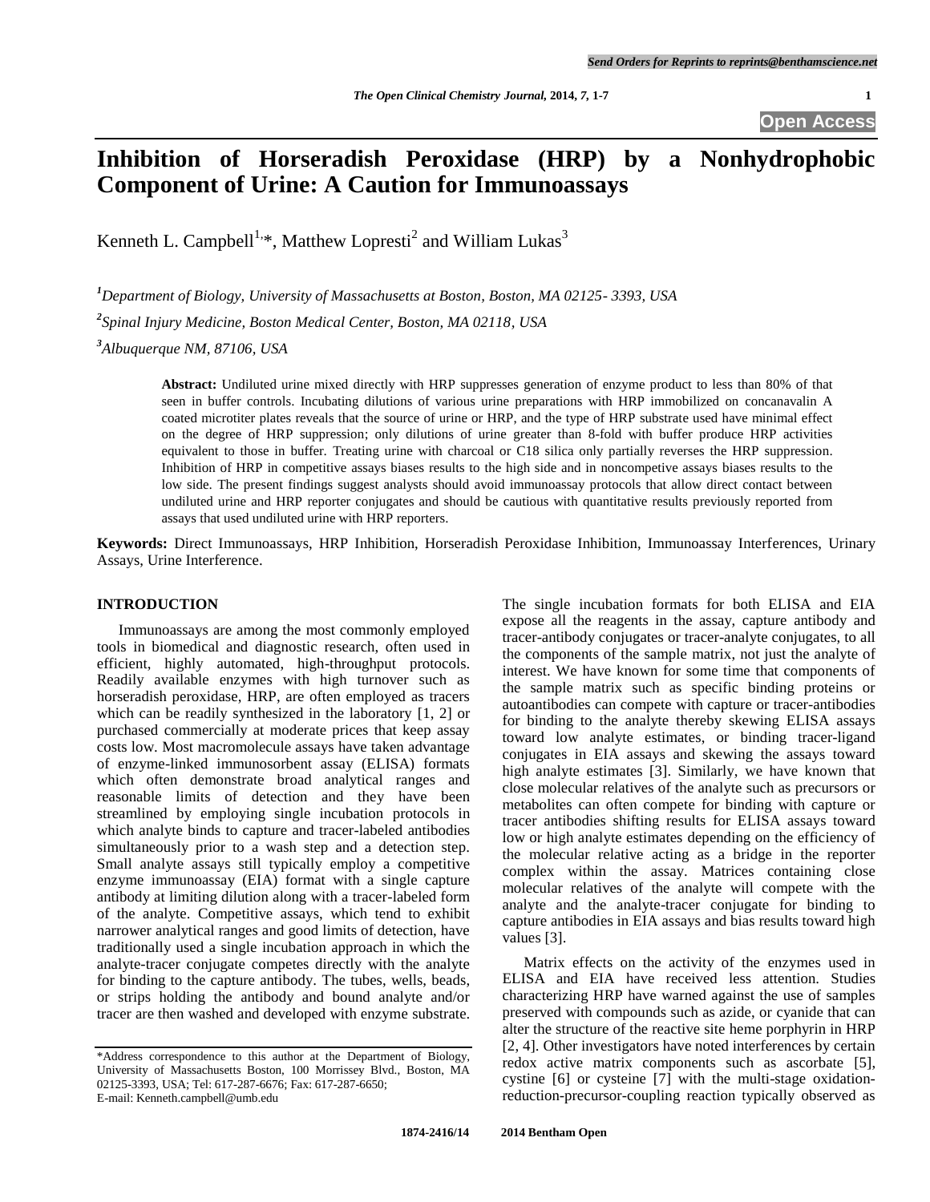# Inhibition of Horseradish Peroxidase (HRP) by a Nonhydrophobic Component of Urine: A Caution for Immunoassays

Kenneth L. Campbell[1,*], Matthew Lopresti[2] and William Lukas[3]

[1]*Department of Biology, University of Massachusetts at Boston, Boston, MA 02125- 3393, USA*

[2]*Spinal Injury Medicine, Boston Medical Center, Boston, MA 02118, USA*

[3]*Albuquerque NM, 87106, USA*

**Abstract:** Undiluted urine mixed directly with HRP suppresses generation of enzyme product to less than 80% of that seen in buffer controls. Incubating dilutions of various urine preparations with HRP immobilized on concanavalin A coated microtiter plates reveals that the source of urine or HRP, and the type of HRP substrate used have minimal effect on the degree of HRP suppression; only dilutions of urine greater than 8-fold with buffer produce HRP activities equivalent to those in buffer. Treating urine with charcoal or C18 silica only partially reverses the HRP suppression. Inhibition of HRP in competitive assays biases results to the high side and in noncompetive assays biases results to the low side. The present findings suggest analysts should avoid immunoassay protocols that allow direct contact between undiluted urine and HRP reporter conjugates and should be cautious with quantitative results previously reported from assays that used undiluted urine with HRP reporters.

**Keywords:** Direct Immunoassays, HRP Inhibition, Horseradish Peroxidase Inhibition, Immunoassay Interferences, Urinary Assays, Urine Interference.

## INTRODUCTION

Immunoassays are among the most commonly employed tools in biomedical and diagnostic research, often used in efficient, highly automated, high-throughput protocols. Readily available enzymes with high turnover such as horseradish peroxidase, HRP, are often employed as tracers which can be readily synthesized in the laboratory [1, 2] or purchased commercially at moderate prices that keep assay costs low. Most macromolecule assays have taken advantage of enzyme-linked immunosorbent assay (ELISA) formats which often demonstrate broad analytical ranges and reasonable limits of detection and they have been streamlined by employing single incubation protocols in which analyte binds to capture and tracer-labeled antibodies simultaneously prior to a wash step and a detection step. Small analyte assays still typically employ a competitive enzyme immunoassay (EIA) format with a single capture antibody at limiting dilution along with a tracer-labeled form of the analyte. Competitive assays, which tend to exhibit narrower analytical ranges and good limits of detection, have traditionally used a single incubation approach in which the analyte-tracer conjugate competes directly with the analyte for binding to the capture antibody. The tubes, wells, beads, or strips holding the antibody and bound analyte and/or tracer are then washed and developed with enzyme substrate. The single incubation formats for both ELISA and EIA expose all the reagents in the assay, capture antibody and tracer-antibody conjugates or tracer-analyte conjugates, to all the components of the sample matrix, not just the analyte of interest. We have known for some time that components of the sample matrix such as specific binding proteins or autoantibodies can compete with capture or tracer-antibodies for binding to the analyte thereby skewing ELISA assays toward low analyte estimates, or binding tracer-ligand conjugates in EIA assays and skewing the assays toward high analyte estimates [3]. Similarly, we have known that close molecular relatives of the analyte such as precursors or metabolites can often compete for binding with capture or tracer antibodies shifting results for ELISA assays toward low or high analyte estimates depending on the efficiency of the molecular relative acting as a bridge in the reporter complex within the assay. Matrices containing close molecular relatives of the analyte will compete with the analyte and the analyte-tracer conjugate for binding to capture antibodies in EIA assays and bias results toward high values [3].

Matrix effects on the activity of the enzymes used in ELISA and EIA have received less attention. Studies characterizing HRP have warned against the use of samples preserved with compounds such as azide, or cyanide that can alter the structure of the reactive site heme porphyrin in HRP [2, 4]. Other investigators have noted interferences by certain redox active matrix components such as ascorbate [5], cystine [6] or cysteine [7] with the multi-stage oxidation-reduction-precursor-coupling reaction typically observed as

*Address correspondence to this author at the Department of Biology, University of Massachusetts Boston, 100 Morrissey Blvd., Boston, MA 02125-3393, USA; Tel: 617-287-6676; Fax: 617-287-6650; E-mail: Kenneth.campbell@umb.edu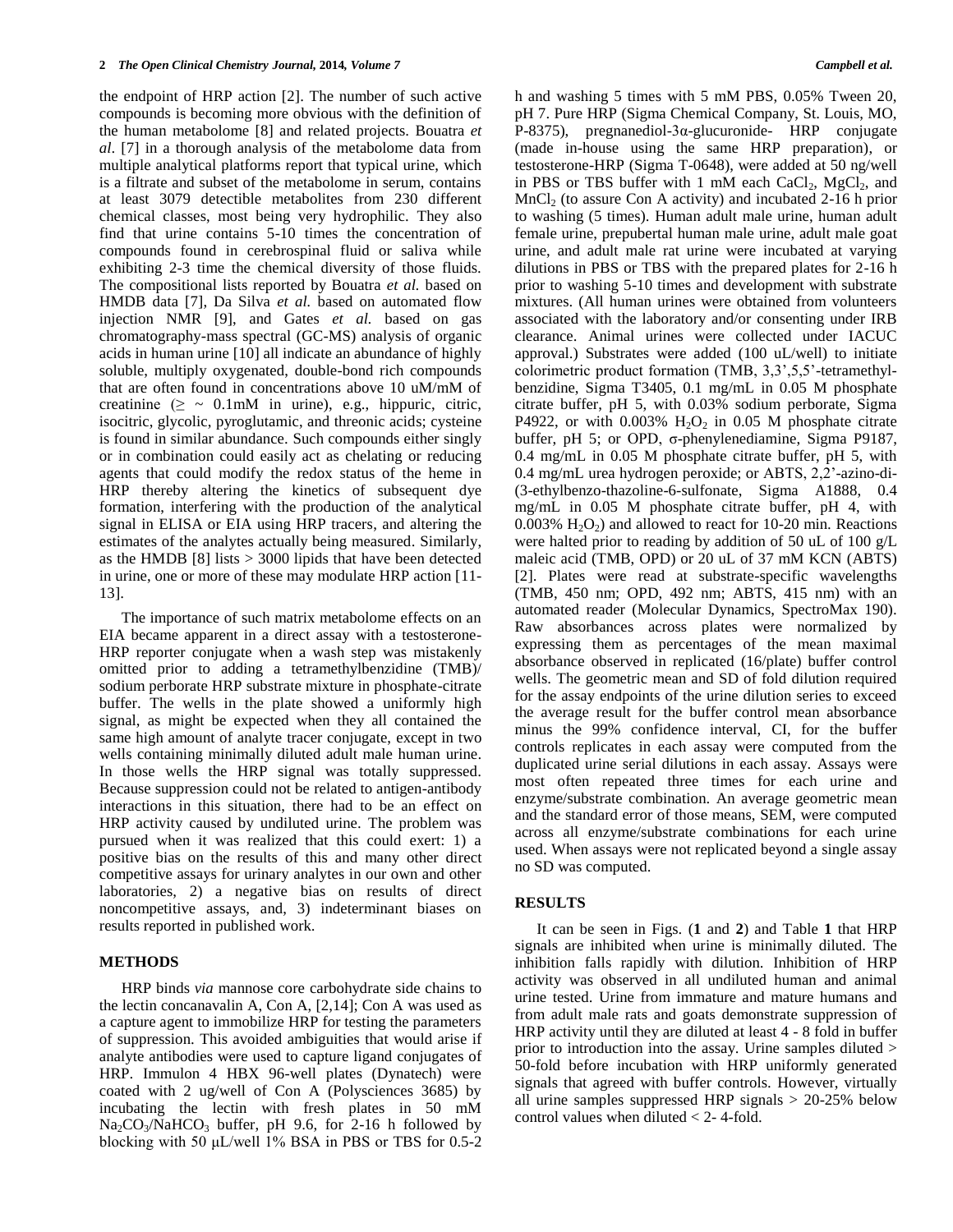the endpoint of HRP action [2]. The number of such active compounds is becoming more obvious with the definition of the human metabolome [8] and related projects. Bouatra *et al*. [7] in a thorough analysis of the metabolome data from multiple analytical platforms report that typical urine, which is a filtrate and subset of the metabolome in serum, contains at least 3079 detectible metabolites from 230 different chemical classes, most being very hydrophilic. They also find that urine contains 5-10 times the concentration of compounds found in cerebrospinal fluid or saliva while exhibiting 2-3 time the chemical diversity of those fluids. The compositional lists reported by Bouatra *et al.* based on HMDB data [7], Da Silva *et al.* based on automated flow injection NMR [9], and Gates *et al.* based on gas chromatography-mass spectral (GC-MS) analysis of organic acids in human urine [10] all indicate an abundance of highly soluble, multiply oxygenated, double-bond rich compounds that are often found in concentrations above 10 uM/mM of creatinine ($\geq$ ~ 0.1mM in urine), e.g., hippuric, citric, isocitric, glycolic, pyroglutamic, and threonic acids; cysteine is found in similar abundance. Such compounds either singly or in combination could easily act as chelating or reducing agents that could modify the redox status of the heme in HRP thereby altering the kinetics of subsequent dye formation, interfering with the production of the analytical signal in ELISA or EIA using HRP tracers, and altering the estimates of the analytes actually being measured. Similarly, as the HMDB [8] lists > 3000 lipids that have been detected in urine, one or more of these may modulate HRP action [11-13].

The importance of such matrix metabolome effects on an EIA became apparent in a direct assay with a testosterone-HRP reporter conjugate when a wash step was mistakenly omitted prior to adding a tetramethylbenzidine (TMB)/ sodium perborate HRP substrate mixture in phosphate-citrate buffer. The wells in the plate showed a uniformly high signal, as might be expected when they all contained the same high amount of analyte tracer conjugate, except in two wells containing minimally diluted adult male human urine. In those wells the HRP signal was totally suppressed. Because suppression could not be related to antigen-antibody interactions in this situation, there had to be an effect on HRP activity caused by undiluted urine. The problem was pursued when it was realized that this could exert: 1) a positive bias on the results of this and many other direct competitive assays for urinary analytes in our own and other laboratories, 2) a negative bias on results of direct noncompetitive assays, and, 3) indeterminant biases on results reported in published work.

## METHODS

HRP binds *via* mannose core carbohydrate side chains to the lectin concanavalin A, Con A, [2,14]; Con A was used as a capture agent to immobilize HRP for testing the parameters of suppression. This avoided ambiguities that would arise if analyte antibodies were used to capture ligand conjugates of HRP. Immulon 4 HBX 96-well plates (Dynatech) were coated with 2 ug/well of Con A (Polysciences 3685) by incubating the lectin with fresh plates in 50 mM $Na_2CO_3$/$NaHCO_3$ buffer, pH 9.6, for 2-16 h followed by blocking with 50 μL/well 1% BSA in PBS or TBS for 0.5-2 h and washing 5 times with 5 mM PBS, 0.05% Tween 20, pH 7. Pure HRP (Sigma Chemical Company, St. Louis, MO, P-8375), pregnanediol-3α-glucuronide- HRP conjugate (made in-house using the same HRP preparation), or testosterone-HRP (Sigma T-0648), were added at 50 ng/well in PBS or TBS buffer with 1 mM each $CaCl_2$, $MgCl_2$, and $MnCl_2$ (to assure Con A activity) and incubated 2-16 h prior to washing (5 times). Human adult male urine, human adult female urine, prepubertal human male urine, adult male goat urine, and adult male rat urine were incubated at varying dilutions in PBS or TBS with the prepared plates for 2-16 h prior to washing 5-10 times and development with substrate mixtures. (All human urines were obtained from volunteers associated with the laboratory and/or consenting under IRB clearance. Animal urines were collected under IACUC approval.) Substrates were added (100 uL/well) to initiate colorimetric product formation (TMB, 3,3',5,5'-tetramethyl-benzidine, Sigma T3405, 0.1 mg/mL in 0.05 M phosphate citrate buffer, pH 5, with 0.03% sodium perborate, Sigma P4922, or with 0.003% $H_2O_2$ in 0.05 M phosphate citrate buffer, pH 5; or OPD, σ-phenylenediamine, Sigma P9187, 0.4 mg/mL in 0.05 M phosphate citrate buffer, pH 5, with 0.4 mg/mL urea hydrogen peroxide; or ABTS, 2,2'-azino-di-(3-ethylbenzo-thazoline-6-sulfonate, Sigma A1888, 0.4 mg/mL in 0.05 M phosphate citrate buffer, pH 4, with 0.003% $H_2O_2$) and allowed to react for 10-20 min. Reactions were halted prior to reading by addition of 50 uL of 100 g/L maleic acid (TMB, OPD) or 20 uL of 37 mM KCN (ABTS) [2]. Plates were read at substrate-specific wavelengths (TMB, 450 nm; OPD, 492 nm; ABTS, 415 nm) with an automated reader (Molecular Dynamics, SpectroMax 190). Raw absorbances across plates were normalized by expressing them as percentages of the mean maximal absorbance observed in replicated (16/plate) buffer control wells. The geometric mean and SD of fold dilution required for the assay endpoints of the urine dilution series to exceed the average result for the buffer control mean absorbance minus the 99% confidence interval, CI, for the buffer controls replicates in each assay were computed from the duplicated urine serial dilutions in each assay. Assays were most often repeated three times for each urine and enzyme/substrate combination. An average geometric mean and the standard error of those means, SEM, were computed across all enzyme/substrate combinations for each urine used. When assays were not replicated beyond a single assay no SD was computed.

## RESULTS

It can be seen in Figs. (**1** and **2**) and Table **1** that HRP signals are inhibited when urine is minimally diluted. The inhibition falls rapidly with dilution. Inhibition of HRP activity was observed in all undiluted human and animal urine tested. Urine from immature and mature humans and from adult male rats and goats demonstrate suppression of HRP activity until they are diluted at least 4 - 8 fold in buffer prior to introduction into the assay. Urine samples diluted > 50-fold before incubation with HRP uniformly generated signals that agreed with buffer controls. However, virtually all urine samples suppressed HRP signals > 20-25% below control values when diluted < 2- 4-fold.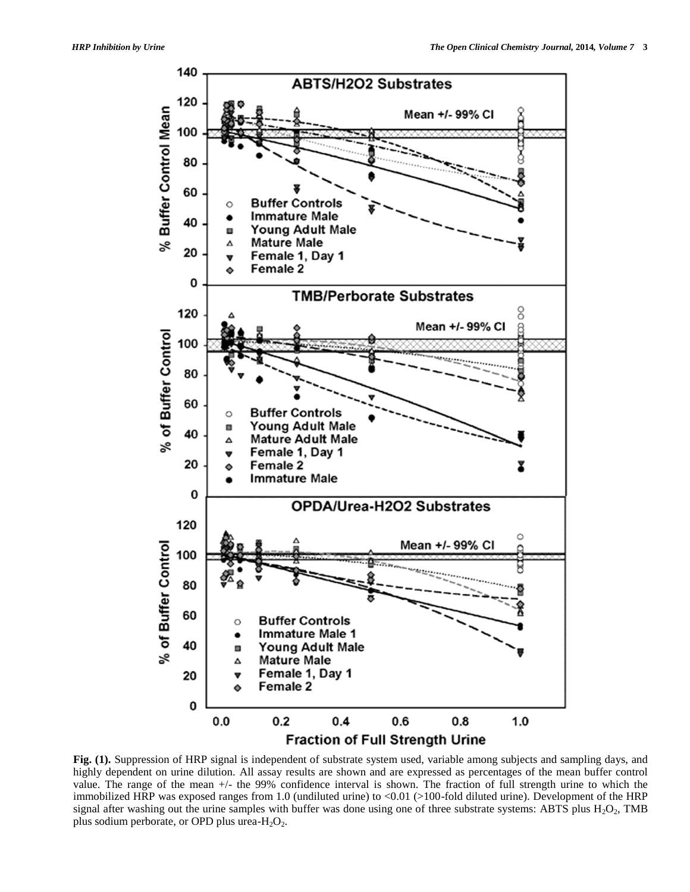**Fig. (1).** Suppression of HRP signal is independent of substrate system used, variable among subjects and sampling days, and highly dependent on urine dilution. All assay results are shown and are expressed as percentages of the mean buffer control value. The range of the mean +/- the 99% confidence interval is shown. The fraction of full strength urine to which the immobilized HRP was exposed ranges from 1.0 (undiluted urine) to <0.01 (>100-fold diluted urine). Development of the HRP signal after washing out the urine samples with buffer was done using one of three substrate systems: ABTS plus $H_2O_2$, TMB plus sodium perborate, or OPD plus urea-$H_2O_2$.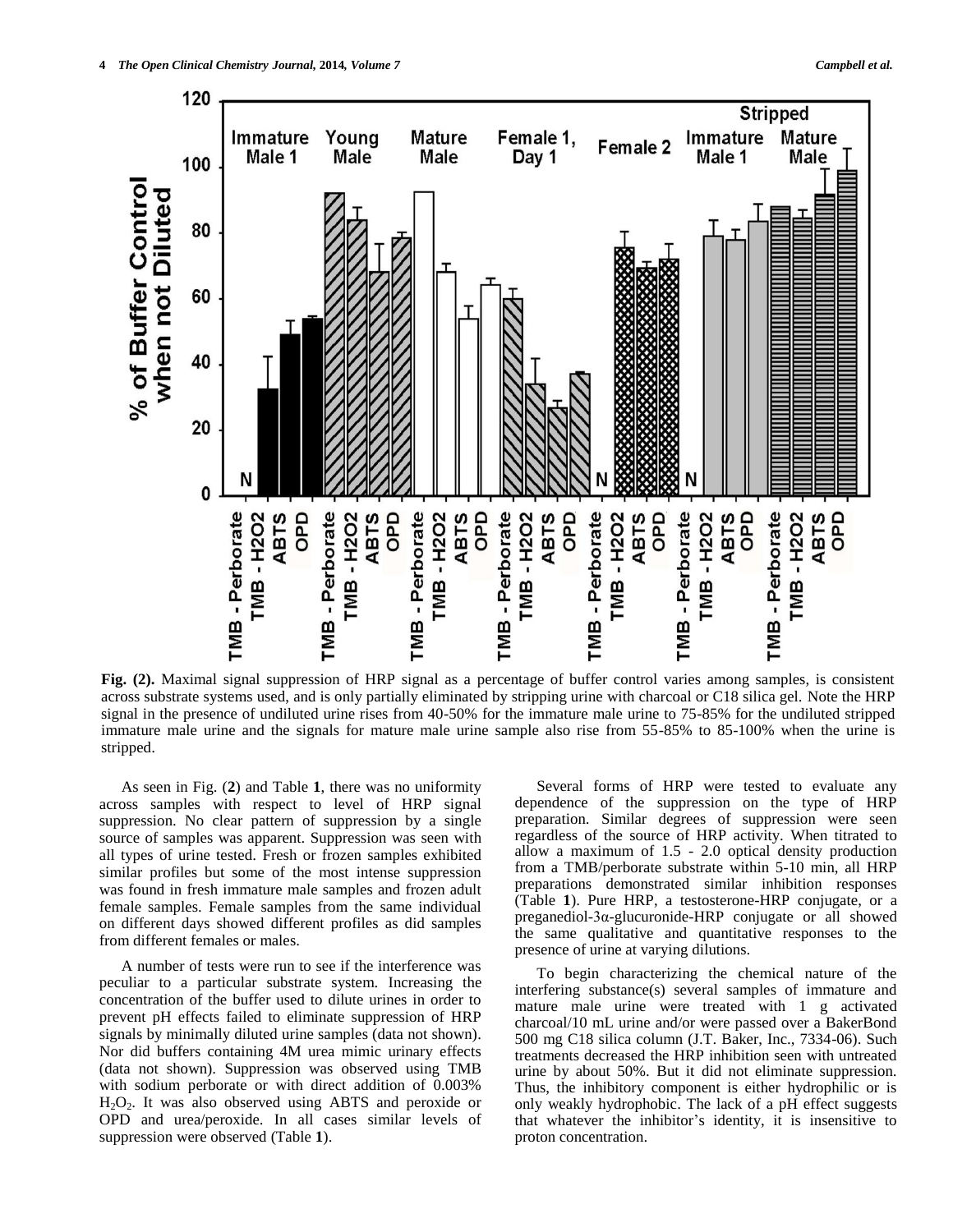**Fig. (2).** Maximal signal suppression of HRP signal as a percentage of buffer control varies among samples, is consistent across substrate systems used, and is only partially eliminated by stripping urine with charcoal or C18 silica gel. Note the HRP signal in the presence of undiluted urine rises from 40-50% for the immature male urine to 75-85% for the undiluted stripped immature male urine and the signals for mature male urine sample also rise from 55-85% to 85-100% when the urine is stripped.

As seen in Fig. (**2**) and Table **1**, there was no uniformity across samples with respect to level of HRP signal suppression. No clear pattern of suppression by a single source of samples was apparent. Suppression was seen with all types of urine tested. Fresh or frozen samples exhibited similar profiles but some of the most intense suppression was found in fresh immature male samples and frozen adult female samples. Female samples from the same individual on different days showed different profiles as did samples from different females or males.

A number of tests were run to see if the interference was peculiar to a particular substrate system. Increasing the concentration of the buffer used to dilute urines in order to prevent pH effects failed to eliminate suppression of HRP signals by minimally diluted urine samples (data not shown). Nor did buffers containing 4M urea mimic urinary effects (data not shown). Suppression was observed using TMB with sodium perborate or with direct addition of 0.003% $H_2O_2$. It was also observed using ABTS and peroxide or OPD and urea/peroxide. In all cases similar levels of suppression were observed (Table **1**).

Several forms of HRP were tested to evaluate any dependence of the suppression on the type of HRP preparation. Similar degrees of suppression were seen regardless of the source of HRP activity. When titrated to allow a maximum of 1.5 - 2.0 optical density production from a TMB/perborate substrate within 5-10 min, all HRP preparations demonstrated similar inhibition responses (Table **1**). Pure HRP, a testosterone-HRP conjugate, or a preganediol-3α-glucuronide-HRP conjugate or all showed the same qualitative and quantitative responses to the presence of urine at varying dilutions.

To begin characterizing the chemical nature of the interfering substance(s) several samples of immature and mature male urine were treated with 1 g activated charcoal/10 mL urine and/or were passed over a BakerBond 500 mg C18 silica column (J.T. Baker, Inc., 7334-06). Such treatments decreased the HRP inhibition seen with untreated urine by about 50%. But it did not eliminate suppression. Thus, the inhibitory component is either hydrophilic or is only weakly hydrophobic. The lack of a pH effect suggests that whatever the inhibitor's identity, it is insensitive to proton concentration.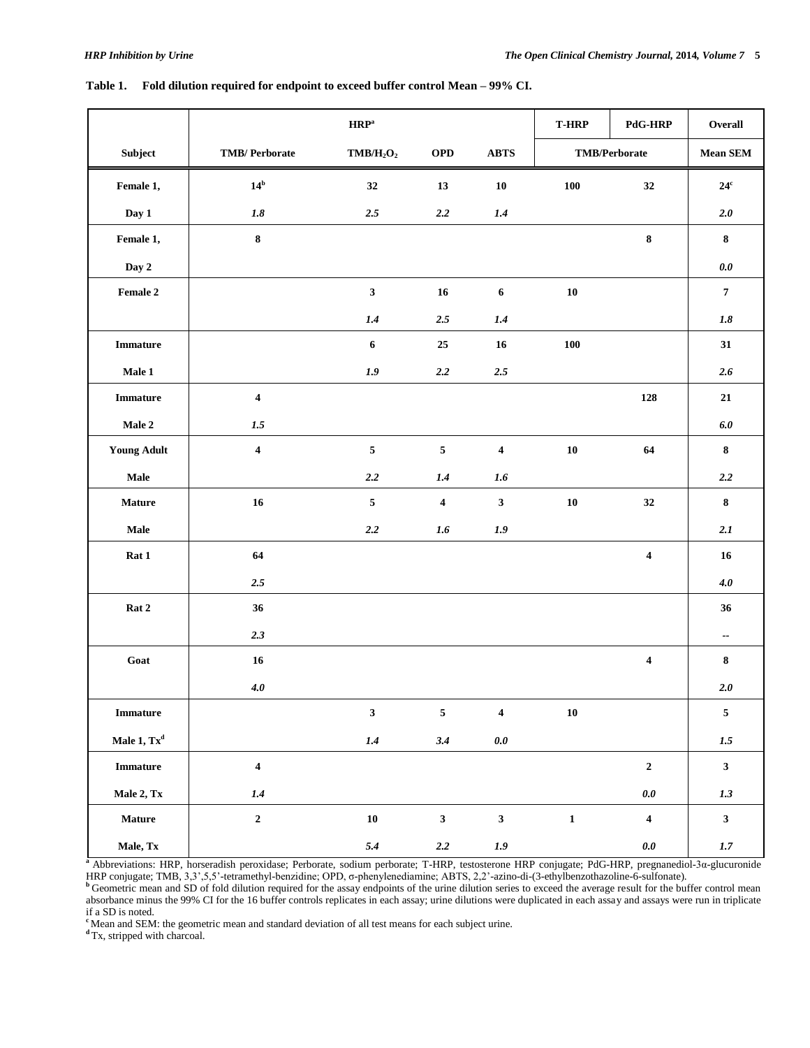**Table 1. Fold dilution required for endpoint to exceed buffer control Mean – 99% CI.**

| Subject | HRP[a] | | | | T-HRP | PdG-HRP | Overall |
|---|---|---|---|---|---|---|---|
| | TMB/ Perborate | TMB/$H_2O_2$ | OPD | ABTS | TMB/Perborate | | Mean SEM |
| Female 1, Day 1 | 14[b] *1.8* | 32 *2.5* | 13 *2.2* | 10 *1.4* | 100 | 32 | 24[c] *2.0* |
| Female 1, Day 2 | 8 | | | | | 8 | 8 *0.0* |
| Female 2 | | 3 *1.4* | 16 *2.5* | 6 *1.4* | 10 | | 7 *1.8* |
| Immature Male 1 | | 6 *1.9* | 25 *2.2* | 16 *2.5* | 100 | | 31 *2.6* |
| Immature Male 2 | 4 *1.5* | | | | | 128 | 21 *6.0* |
| Young Adult Male | 4 | 5 *2.2* | 5 *1.4* | 4 *1.6* | 10 | 64 | 8 *2.2* |
| Mature Male | 16 | 5 *2.2* | 4 *1.6* | 3 *1.9* | 10 | 32 | 8 *2.1* |
| Rat 1 | 64 *2.5* | | | | | 4 | 16 *4.0* |
| Rat 2 | 36 *2.3* | | | | | | 36 -- |
| Goat | 16 *4.0* | | | | | 4 | 8 *2.0* |
| Immature Male 1, Tx[d] | | 3 *1.4* | 5 *3.4* | 4 *0.0* | 10 | | 5 *1.5* |
| Immature Male 2, Tx | 4 *1.4* | | | | | 2 *0.0* | 3 *1.3* |
| Mature Male, Tx | 2 | 10 *5.4* | 3 *2.2* | 3 *1.9* | 1 | 4 *0.0* | 3 *1.7* |

[a] Abbreviations: HRP, horseradish peroxidase; Perborate, sodium perborate; T-HRP, testosterone HRP conjugate; PdG-HRP, pregnanediol-3α-glucuronide HRP conjugate; TMB, 3,3',5,5'-tetramethyl-benzidine; OPD, σ-phenylenediamine; ABTS, 2,2'-azino-di-(3-ethylbenzothazoline-6-sulfonate).

[b] Geometric mean and SD of fold dilution required for the assay endpoints of the urine dilution series to exceed the average result for the buffer control mean absorbance minus the 99% CI for the 16 buffer controls replicates in each assay; urine dilutions were duplicated in each assay and assays were run in triplicate if a SD is noted.

[c] Mean and SEM: the geometric mean and standard deviation of all test means for each subject urine.

[d] Tx, stripped with charcoal.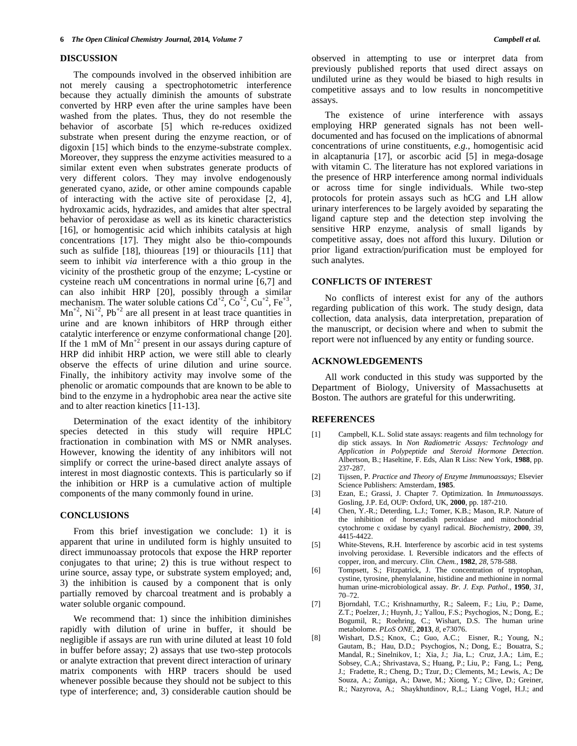## DISCUSSION

The compounds involved in the observed inhibition are not merely causing a spectrophotometric interference because they actually diminish the amounts of substrate converted by HRP even after the urine samples have been washed from the plates. Thus, they do not resemble the behavior of ascorbate [5] which re-reduces oxidized substrate when present during the enzyme reaction, or of digoxin [15] which binds to the enzyme-substrate complex. Moreover, they suppress the enzyme activities measured to a similar extent even when substrates generate products of very different colors. They may involve endogenously generated cyano, azide, or other amine compounds capable of interacting with the active site of peroxidase [2, 4], hydroxamic acids, hydrazides, and amides that alter spectral behavior of peroxidase as well as its kinetic characteristics [16], or homogentisic acid which inhibits catalysis at high concentrations [17]. They might also be thio-compounds such as sulfide [18], thioureas [19] or thiouracils [11] that seem to inhibit *via* interference with a thio group in the vicinity of the prosthetic group of the enzyme; L-cystine or cysteine reach uM concentrations in normal urine [6,7] and can also inhibit HRP [20], possibly through a similar mechanism. The water soluble cations $Cd^{+2}$, $Co^{+2}$, $Cu^{+2}$, $Fe^{+3}$, $Mn^{+2}$, $Ni^{+2}$, $Pb^{+2}$ are all present in at least trace quantities in urine and are known inhibitors of HRP through either catalytic interference or enzyme conformational change [20]. If the 1 mM of $Mn^{+2}$ present in our assays during capture of HRP did inhibit HRP action, we were still able to clearly observe the effects of urine dilution and urine source. Finally, the inhibitory activity may involve some of the phenolic or aromatic compounds that are known to be able to bind to the enzyme in a hydrophobic area near the active site and to alter reaction kinetics [11-13].

Determination of the exact identity of the inhibitory species detected in this study will require HPLC fractionation in combination with MS or NMR analyses. However, knowing the identity of any inhibitors will not simplify or correct the urine-based direct analyte assays of interest in most diagnostic contexts. This is particularly so if the inhibition or HRP is a cumulative action of multiple components of the many commonly found in urine.

## CONCLUSIONS

From this brief investigation we conclude: 1) it is apparent that urine in undiluted form is highly unsuited to direct immunoassay protocols that expose the HRP reporter conjugates to that urine; 2) this is true without respect to urine source, assay type, or substrate system employed; and, 3) the inhibition is caused by a component that is only partially removed by charcoal treatment and is probably a water soluble organic compound.

We recommend that: 1) since the inhibition diminishes rapidly with dilution of urine in buffer, it should be negligible if assays are run with urine diluted at least 10 fold in buffer before assay; 2) assays that use two-step protocols or analyte extraction that prevent direct interaction of urinary matrix components with HRP tracers should be used whenever possible because they should not be subject to this type of interference; and, 3) considerable caution should be observed in attempting to use or interpret data from previously published reports that used direct assays on undiluted urine as they would be biased to high results in competitive assays and to low results in noncompetitive assays.

The existence of urine interference with assays employing HRP generated signals has not been well-documented and has focused on the implications of abnormal concentrations of urine constituents, *e.g.*, homogentisic acid in alcaptanuria [17], or ascorbic acid [5] in mega-dosage with vitamin C. The literature has not explored variations in the presence of HRP interference among normal individuals or across time for single individuals. While two-step protocols for protein assays such as hCG and LH allow urinary interferences to be largely avoided by separating the ligand capture step and the detection step involving the sensitive HRP enzyme, analysis of small ligands by competitive assay, does not afford this luxury. Dilution or prior ligand extraction/purification must be employed for such analytes.

## CONFLICTS OF INTEREST

No conflicts of interest exist for any of the authors regarding publication of this work. The study design, data collection, data analysis, data interpretation, preparation of the manuscript, or decision where and when to submit the report were not influenced by any entity or funding source.

## ACKNOWLEDGEMENTS

All work conducted in this study was supported by the Department of Biology, University of Massachusetts at Boston. The authors are grateful for this underwriting.

## REFERENCES

[1] Campbell, K.L. Solid state assays: reagents and film technology for dip stick assays. In *Non Radiometric Assays: Technology and Application in Polypeptide and Steroid Hormone Detection*. Albertson, B.; Haseltine, F. Eds, Alan R Liss: New York, **1988**, pp. 237-287.

[2] Tijssen, P. *Practice and Theory of Enzyme Immunoassays;* Elsevier Science Publishers: Amsterdam, **1985**.

[3] Ezan, E.; Grassi, J. Chapter 7. Optimization. In *Immunoassays*. Gosling, J.P. Ed, OUP: Oxford, UK, **2000**, pp. 187-210.

[4] Chen, Y.-R.; Deterding, L.J.; Tomer, K.B.; Mason, R.P. Nature of the inhibition of horseradish peroxidase and mitochondrial cytochrome c oxidase by cyanyl radical. *Biochemistry*, **2000**, *39*, 4415-4422.

[5] White-Stevens, R.H. Interference by ascorbic acid in test systems involving peroxidase. I. Reversible indicators and the effects of copper, iron, and mercury. *Clin. Chem.*, **1982**, *28*, 578-588.

[6] Tompsett, S.; Fitzpatrick, J. The concentration of tryptophan, cystine, tyrosine, phenylalanine, histidine and methionine in normal human urine-microbiological assay. *Br. J. Exp. Pathol*., **1950**, *31*, 70–72.

[7] Bjorndahl, T.C.; Krishnamurthy, R.; Saleem, F.; Liu, P.; Dame, Z.T.; Poelzer, J.; Huynh, J.; Yallou, F.S.; Psychogios, N.; Dong, E.; Bogumil, R.; Roehring, C.; Wishart, D.S. The human urine metabolome. *PLoS ONE*, **2013**, *8*, e73076.

[8] Wishart, D.S.; Knox, C.; Guo, A.C.; Eisner, R.; Young, N.; Gautam, B.; Hau, D.D.; Psychogios, N.; Dong, E.; Bouatra, S.; Mandal, R.; Sinelnikov, I.; Xia, J.; Jia, L.; Cruz, J.A.; Lim, E.; Sobsey, C.A.; Shrivastava, S.; Huang, P.; Liu, P.; Fang, L.; Peng, J.; Fradette, R.; Cheng, D.; Tzur, D.; Clements, M.; Lewis, A.; De Souza, A.; Zuniga, A.; Dawe, M.; Xiong, Y.; Clive, D.; Greiner, R.; Nazyrova, A.; Shaykhutdinov, R,L.; Liang Vogel, H.J.; and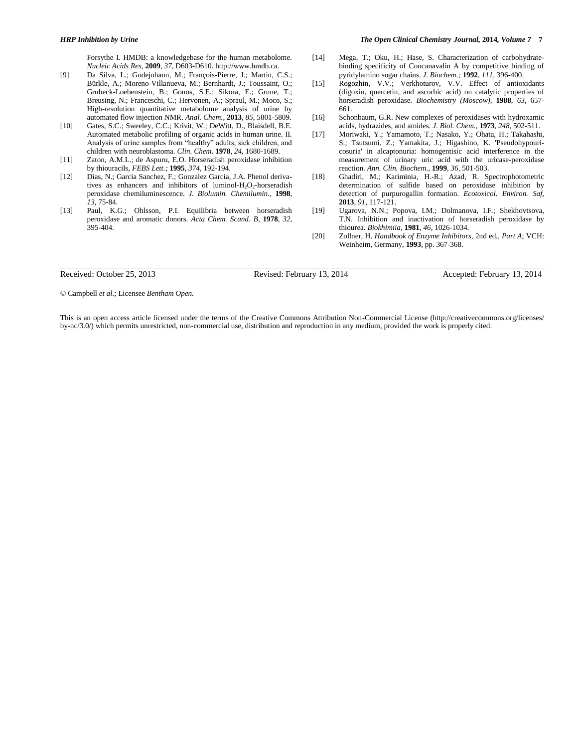Forsythe I. HMDB: a knowledgebase for the human metabolome. *Nucleic Acids Res*, **2009**, *37*, D603-D610. http://www.hmdb.ca.

[9] Da Silva, L.; Godejohann, M.; François-Pierre, J.; Martin, C.S.; Bürkle, A.; Moreno-Villanueva, M.; Bernhardt, J.; Toussaint, O.; Grubeck-Loebenstein, B.; Gonos, S.E.; Sikora, E.; Grune, T.; Breusing, N.; Franceschi, C.; Hervonen, A.; Spraul, M.; Moco, S.; High-resolution quantitative metabolome analysis of urine by automated flow injection NMR. *Anal. Chem.*, **2013**, *85*, 5801-5809.

[10] Gates, S.C.; Sweeley, C.C.; Krivit, W.; DeWitt, D., Blaisdell, B.E. Automated metabolic profiling of organic acids in human urine. II. Analysis of urine samples from "healthy" adults, sick children, and children with neuroblastoma. *Clin. Chem*. **1978**, *24*, 1680-1689.

[11] Zaton, A.M.L.; de Aspuru, E.O. Horseradish peroxidase inhibition by thiouracils, *FEBS Lett.;* **1995**, *374*, 192-194.

[12] Dias, N.; Garcia Sanchez, F.; Gonzalez Garcia, J.A. Phenol derivatives as enhancers and inhibitors of luminol-$H_2O_2$-horseradish peroxidase chemiluminescence. *J. Biolumin. Chemilumin.*, **1998**, *13*, 75-84.

[13] Paul, K.G.; Ohlsson, P.I. Equilibria between horseradish peroxidase and aromatic donors. *Acta Chem. Scand. B*, **1978**, *32*, 395-404.

[14] Mega, T.; Oku, H.; Hase, S. Characterization of carbohydrate-binding specificity of Concanavalin A by competitive binding of pyridylamino sugar chains. *J. Biochem.;* **1992**, *111*, 396-400.

[15] Rogozhin, V.V.; Verkhoturov, V.V. Effect of antioxidants (digoxin, quercetin, and ascorbic acid) on catalytic properties of horseradish peroxidase. *Biochemistry (Moscow)*, **1988**, *63*, 657-661.

[16] Schonbaum, G.R. New complexes of peroxidases with hydroxamic acids, hydrazides, and amides. *J. Biol. Chem.*, **1973**, *248*, 502-511.

[17] Moriwaki, Y.; Yamamoto, T.; Nasako, Y.; Ohata, H.; Takahashi, S.; Tsutsumi, Z.; Yamakita, J.; Higashino, K. 'Pseudohypouricosuria' in alcaptonuria: homogentisic acid interference in the measurement of urinary uric acid with the uricase-peroxidase reaction. *Ann. Clin. Biochem.*, **1999**, *36*, 501-503.

[18] Ghadiri, M.; Kariminia, H.-R.; Azad, R. Spectrophotometric determination of sulfide based on peroxidase inhibition by detection of purpurogallin formation. *Ecotoxicol. Environ. Saf*, **2013**, *91*, 117-121.

[19] Ugarova, N.N.; Popova, I.M.; Dolmanova, I.F.; Shekhovtsova, T.N. Inhibition and inactivation of horseradish peroxidase by thiourea. *Biokhimiia*, **1981**, *46*, 1026-1034.

[20] Zollner, H. *Handbook of Enzyme Inhibitors*, 2nd ed., *Part A*; VCH: Weinheim, Germany, **1993**, pp. 367-368.

---

Received: October 25, 2013 Revised: February 13, 2014 Accepted: February 13, 2014

© Campbell *et al.*; Licensee *Bentham Open.*

This is an open access article licensed under the terms of the Creative Commons Attribution Non-Commercial License (http://creativecommons.org/licenses/by-nc/3.0/) which permits unrestricted, non-commercial use, distribution and reproduction in any medium, provided the work is properly cited.